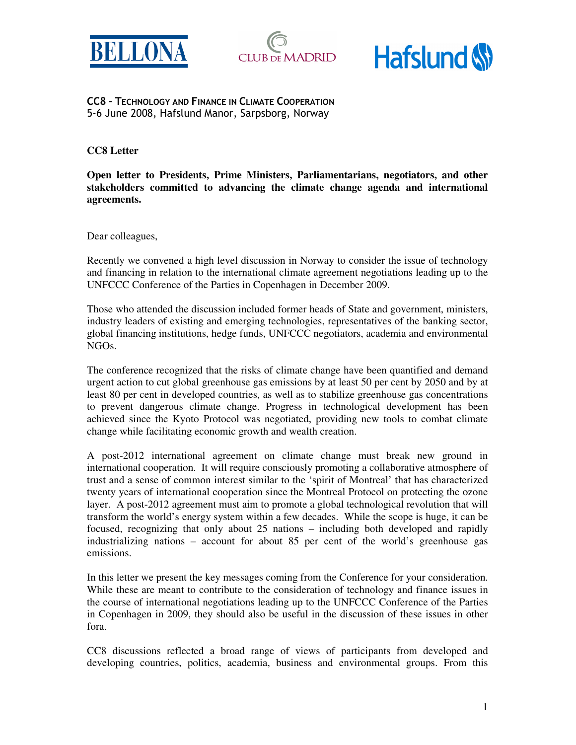**CC8 – TECHNOLOGY AND FINANCE IN CLIMATE COOPERATION**
5-6 June 2008, Hafslund Manor, Sarpsborg, Norway

## CC8 Letter

**Open letter to Presidents, Prime Ministers, Parliamentarians, negotiators, and other stakeholders committed to advancing the climate change agenda and international agreements.**

Dear colleagues,

Recently we convened a high level discussion in Norway to consider the issue of technology and financing in relation to the international climate agreement negotiations leading up to the UNFCCC Conference of the Parties in Copenhagen in December 2009.

Those who attended the discussion included former heads of State and government, ministers, industry leaders of existing and emerging technologies, representatives of the banking sector, global financing institutions, hedge funds, UNFCCC negotiators, academia and environmental NGOs.

The conference recognized that the risks of climate change have been quantified and demand urgent action to cut global greenhouse gas emissions by at least 50 per cent by 2050 and by at least 80 per cent in developed countries, as well as to stabilize greenhouse gas concentrations to prevent dangerous climate change. Progress in technological development has been achieved since the Kyoto Protocol was negotiated, providing new tools to combat climate change while facilitating economic growth and wealth creation.

A post-2012 international agreement on climate change must break new ground in international cooperation. It will require consciously promoting a collaborative atmosphere of trust and a sense of common interest similar to the 'spirit of Montreal' that has characterized twenty years of international cooperation since the Montreal Protocol on protecting the ozone layer. A post-2012 agreement must aim to promote a global technological revolution that will transform the world's energy system within a few decades. While the scope is huge, it can be focused, recognizing that only about 25 nations – including both developed and rapidly industrializing nations – account for about 85 per cent of the world's greenhouse gas emissions.

In this letter we present the key messages coming from the Conference for your consideration. While these are meant to contribute to the consideration of technology and finance issues in the course of international negotiations leading up to the UNFCCC Conference of the Parties in Copenhagen in 2009, they should also be useful in the discussion of these issues in other fora.

CC8 discussions reflected a broad range of views of participants from developed and developing countries, politics, academia, business and environmental groups. From this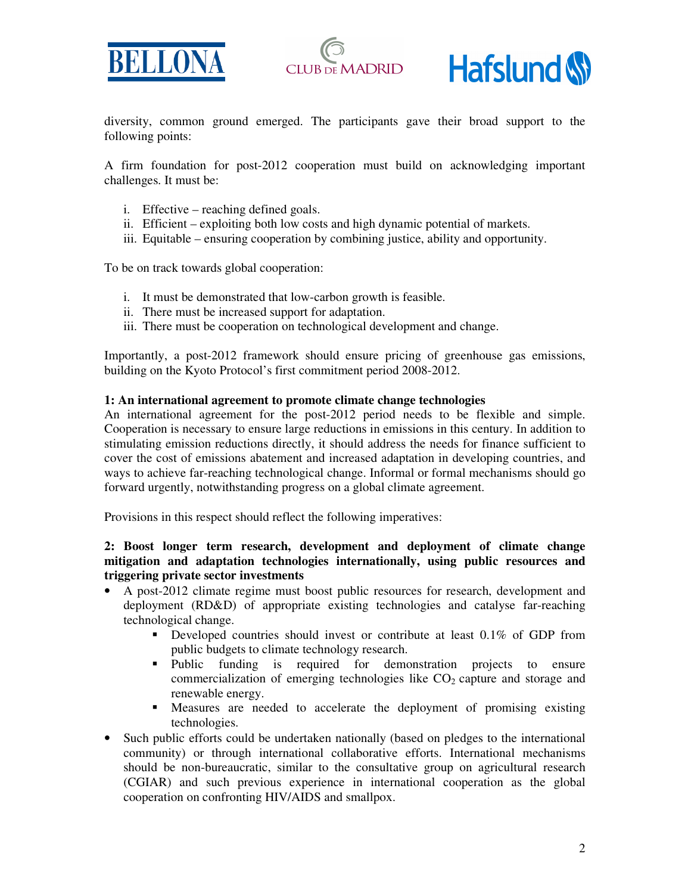diversity, common ground emerged. The participants gave their broad support to the following points:

A firm foundation for post-2012 cooperation must build on acknowledging important challenges. It must be:

i. Effective – reaching defined goals.
ii. Efficient – exploiting both low costs and high dynamic potential of markets.
iii. Equitable – ensuring cooperation by combining justice, ability and opportunity.

To be on track towards global cooperation:

i. It must be demonstrated that low-carbon growth is feasible.
ii. There must be increased support for adaptation.
iii. There must be cooperation on technological development and change.

Importantly, a post-2012 framework should ensure pricing of greenhouse gas emissions, building on the Kyoto Protocol's first commitment period 2008-2012.

**1: An international agreement to promote climate change technologies**
An international agreement for the post-2012 period needs to be flexible and simple. Cooperation is necessary to ensure large reductions in emissions in this century. In addition to stimulating emission reductions directly, it should address the needs for finance sufficient to cover the cost of emissions abatement and increased adaptation in developing countries, and ways to achieve far-reaching technological change. Informal or formal mechanisms should go forward urgently, notwithstanding progress on a global climate agreement.

Provisions in this respect should reflect the following imperatives:

**2: Boost longer term research, development and deployment of climate change mitigation and adaptation technologies internationally, using public resources and triggering private sector investments**

- A post-2012 climate regime must boost public resources for research, development and deployment (RD&D) of appropriate existing technologies and catalyse far-reaching technological change.
  - Developed countries should invest or contribute at least 0.1% of GDP from public budgets to climate technology research.
  - Public funding is required for demonstration projects to ensure commercialization of emerging technologies like $CO_2$ capture and storage and renewable energy.
  - Measures are needed to accelerate the deployment of promising existing technologies.
- Such public efforts could be undertaken nationally (based on pledges to the international community) or through international collaborative efforts. International mechanisms should be non-bureaucratic, similar to the consultative group on agricultural research (CGIAR) and such previous experience in international cooperation as the global cooperation on confronting HIV/AIDS and smallpox.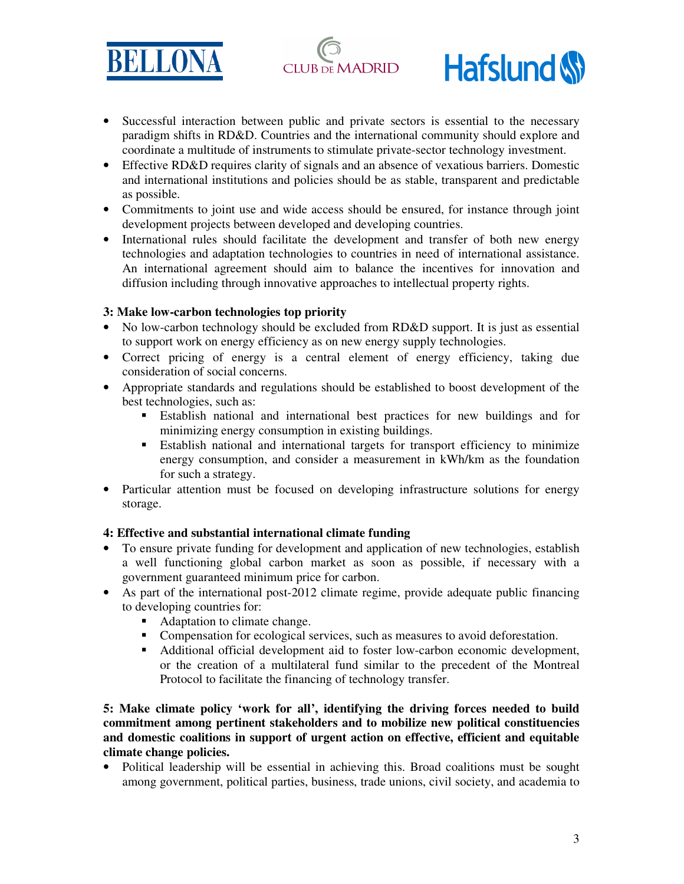- Successful interaction between public and private sectors is essential to the necessary paradigm shifts in RD&D. Countries and the international community should explore and coordinate a multitude of instruments to stimulate private-sector technology investment.
- Effective RD&D requires clarity of signals and an absence of vexatious barriers. Domestic and international institutions and policies should be as stable, transparent and predictable as possible.
- Commitments to joint use and wide access should be ensured, for instance through joint development projects between developed and developing countries.
- International rules should facilitate the development and transfer of both new energy technologies and adaptation technologies to countries in need of international assistance. An international agreement should aim to balance the incentives for innovation and diffusion including through innovative approaches to intellectual property rights.

**3: Make low-carbon technologies top priority**

- No low-carbon technology should be excluded from RD&D support. It is just as essential to support work on energy efficiency as on new energy supply technologies.
- Correct pricing of energy is a central element of energy efficiency, taking due consideration of social concerns.
- Appropriate standards and regulations should be established to boost development of the best technologies, such as:
  - Establish national and international best practices for new buildings and for minimizing energy consumption in existing buildings.
  - Establish national and international targets for transport efficiency to minimize energy consumption, and consider a measurement in kWh/km as the foundation for such a strategy.
- Particular attention must be focused on developing infrastructure solutions for energy storage.

**4: Effective and substantial international climate funding**

- To ensure private funding for development and application of new technologies, establish a well functioning global carbon market as soon as possible, if necessary with a government guaranteed minimum price for carbon.
- As part of the international post-2012 climate regime, provide adequate public financing to developing countries for:
  - Adaptation to climate change.
  - Compensation for ecological services, such as measures to avoid deforestation.
  - Additional official development aid to foster low-carbon economic development, or the creation of a multilateral fund similar to the precedent of the Montreal Protocol to facilitate the financing of technology transfer.

**5: Make climate policy 'work for all', identifying the driving forces needed to build commitment among pertinent stakeholders and to mobilize new political constituencies and domestic coalitions in support of urgent action on effective, efficient and equitable climate change policies.**

- Political leadership will be essential in achieving this. Broad coalitions must be sought among government, political parties, business, trade unions, civil society, and academia to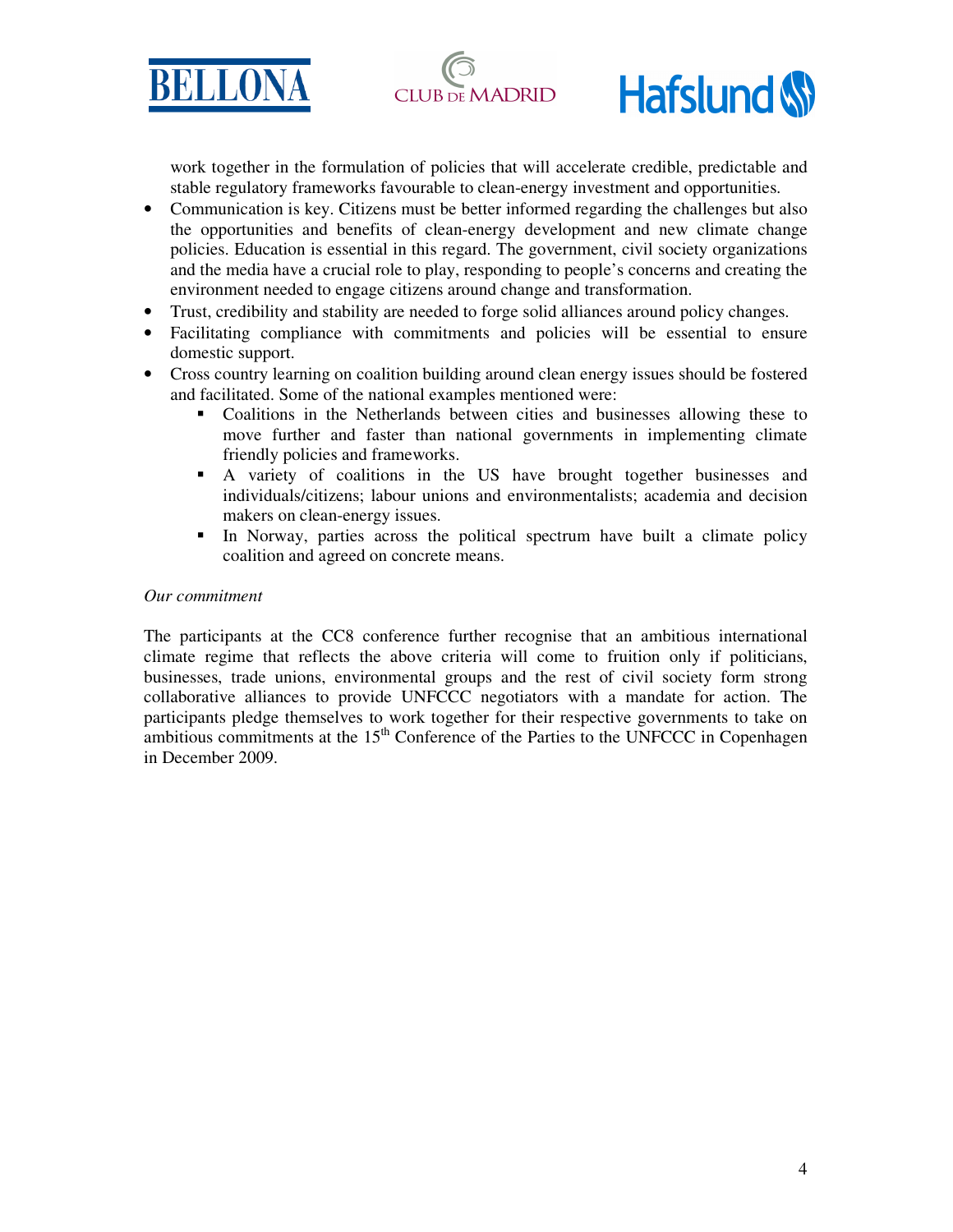work together in the formulation of policies that will accelerate credible, predictable and stable regulatory frameworks favourable to clean-energy investment and opportunities.

- Communication is key. Citizens must be better informed regarding the challenges but also the opportunities and benefits of clean-energy development and new climate change policies. Education is essential in this regard. The government, civil society organizations and the media have a crucial role to play, responding to people's concerns and creating the environment needed to engage citizens around change and transformation.
- Trust, credibility and stability are needed to forge solid alliances around policy changes.
- Facilitating compliance with commitments and policies will be essential to ensure domestic support.
- Cross country learning on coalition building around clean energy issues should be fostered and facilitated. Some of the national examples mentioned were:
  - Coalitions in the Netherlands between cities and businesses allowing these to move further and faster than national governments in implementing climate friendly policies and frameworks.
  - A variety of coalitions in the US have brought together businesses and individuals/citizens; labour unions and environmentalists; academia and decision makers on clean-energy issues.
  - In Norway, parties across the political spectrum have built a climate policy coalition and agreed on concrete means.

*Our commitment*

The participants at the CC8 conference further recognise that an ambitious international climate regime that reflects the above criteria will come to fruition only if politicians, businesses, trade unions, environmental groups and the rest of civil society form strong collaborative alliances to provide UNFCCC negotiators with a mandate for action. The participants pledge themselves to work together for their respective governments to take on ambitious commitments at the 15th Conference of the Parties to the UNFCCC in Copenhagen in December 2009.